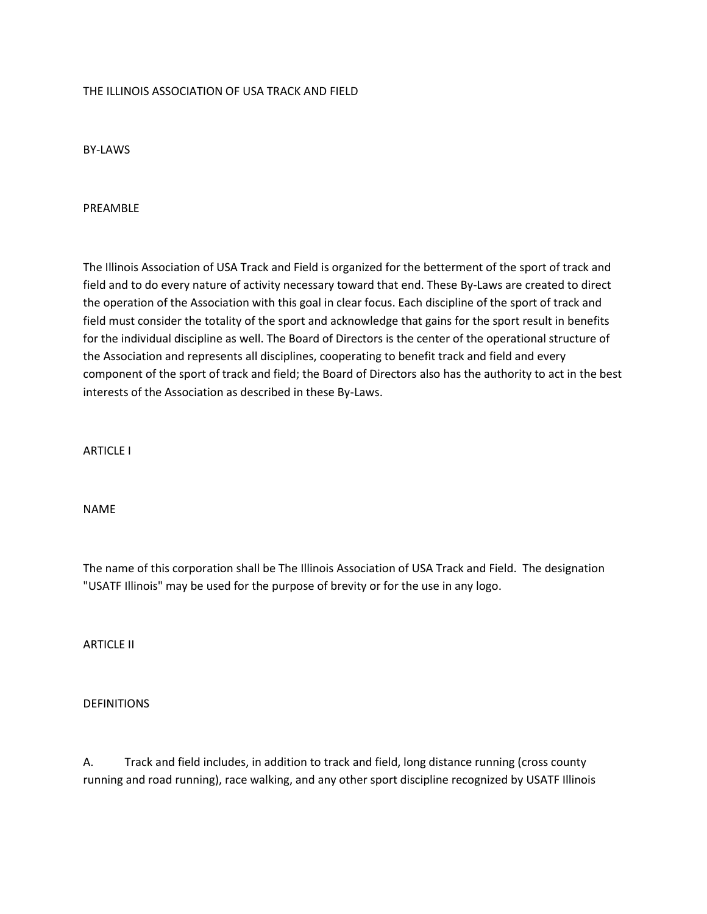# THE ILLINOIS ASSOCIATION OF USA TRACK AND FIELD

## BY-LAWS

### PREAMBLE

The Illinois Association of USA Track and Field is organized for the betterment of the sport of track and field and to do every nature of activity necessary toward that end. These By-Laws are created to direct the operation of the Association with this goal in clear focus. Each discipline of the sport of track and field must consider the totality of the sport and acknowledge that gains for the sport result in benefits for the individual discipline as well. The Board of Directors is the center of the operational structure of the Association and represents all disciplines, cooperating to benefit track and field and every component of the sport of track and field; the Board of Directors also has the authority to act in the best interests of the Association as described in these By-Laws.

### ARTICLE I

### NAME

The name of this corporation shall be The Illinois Association of USA Track and Field. The designation "USATF Illinois" may be used for the purpose of brevity or for the use in any logo.

### ARTICLE II

### DEFINITIONS

A. Track and field includes, in addition to track and field, long distance running (cross county running and road running), race walking, and any other sport discipline recognized by USATF Illinois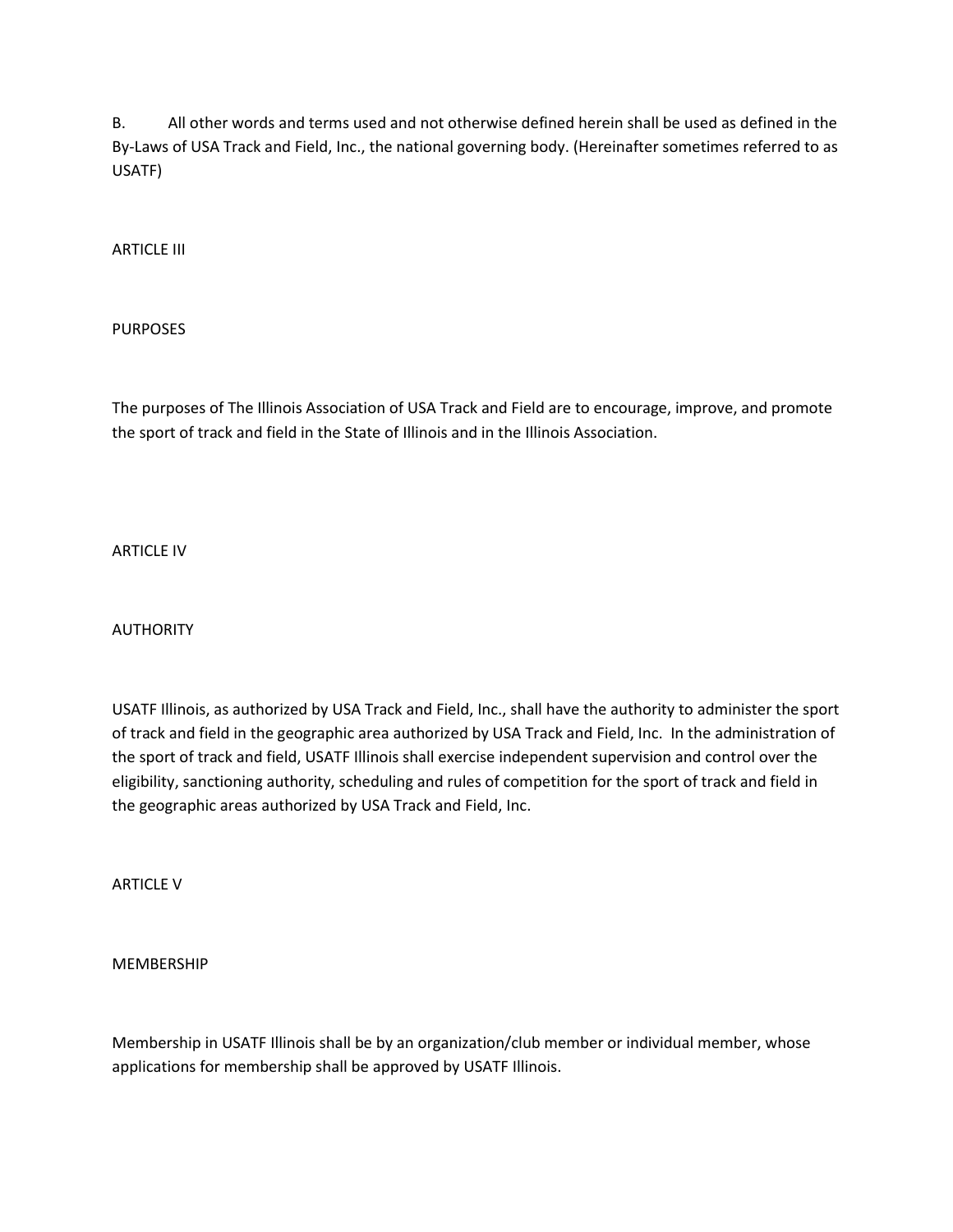B. All other words and terms used and not otherwise defined herein shall be used as defined in the By-Laws of USA Track and Field, Inc., the national governing body. (Hereinafter sometimes referred to as USATF)

## ARTICLE III

## PURPOSES

The purposes of The Illinois Association of USA Track and Field are to encourage, improve, and promote the sport of track and field in the State of Illinois and in the Illinois Association.

## ARTICLE IV

## AUTHORITY

USATF Illinois, as authorized by USA Track and Field, Inc., shall have the authority to administer the sport of track and field in the geographic area authorized by USA Track and Field, Inc. In the administration of the sport of track and field, USATF Illinois shall exercise independent supervision and control over the eligibility, sanctioning authority, scheduling and rules of competition for the sport of track and field in the geographic areas authorized by USA Track and Field, Inc.

## ARTICLE V

## MEMBERSHIP

Membership in USATF Illinois shall be by an organization/club member or individual member, whose applications for membership shall be approved by USATF Illinois.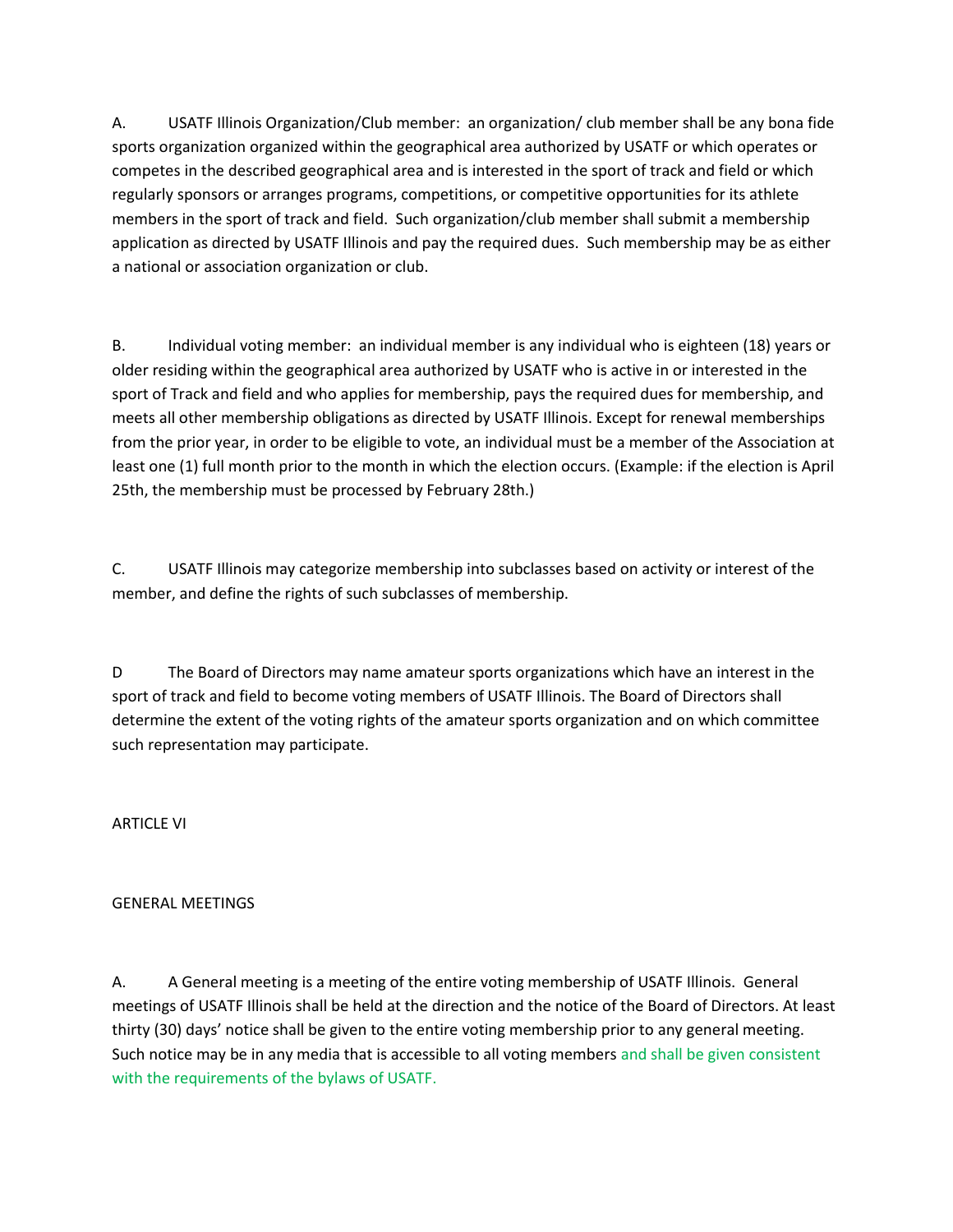A. USATF Illinois Organization/Club member: an organization/ club member shall be any bona fide sports organization organized within the geographical area authorized by USATF or which operates or competes in the described geographical area and is interested in the sport of track and field or which regularly sponsors or arranges programs, competitions, or competitive opportunities for its athlete members in the sport of track and field. Such organization/club member shall submit a membership application as directed by USATF Illinois and pay the required dues. Such membership may be as either a national or association organization or club.

B. Individual voting member: an individual member is any individual who is eighteen (18) years or older residing within the geographical area authorized by USATF who is active in or interested in the sport of Track and field and who applies for membership, pays the required dues for membership, and meets all other membership obligations as directed by USATF Illinois. Except for renewal memberships from the prior year, in order to be eligible to vote, an individual must be a member of the Association at least one (1) full month prior to the month in which the election occurs. (Example: if the election is April 25th, the membership must be processed by February 28th.)

C. USATF Illinois may categorize membership into subclasses based on activity or interest of the member, and define the rights of such subclasses of membership.

D The Board of Directors may name amateur sports organizations which have an interest in the sport of track and field to become voting members of USATF Illinois. The Board of Directors shall determine the extent of the voting rights of the amateur sports organization and on which committee such representation may participate.

ARTICLE VI

GENERAL MEETINGS

A. A General meeting is a meeting of the entire voting membership of USATF Illinois. General meetings of USATF Illinois shall be held at the direction and the notice of the Board of Directors. At least thirty (30) days' notice shall be given to the entire voting membership prior to any general meeting. Such notice may be in any media that is accessible to all voting members and shall be given consistent with the requirements of the bylaws of USATF.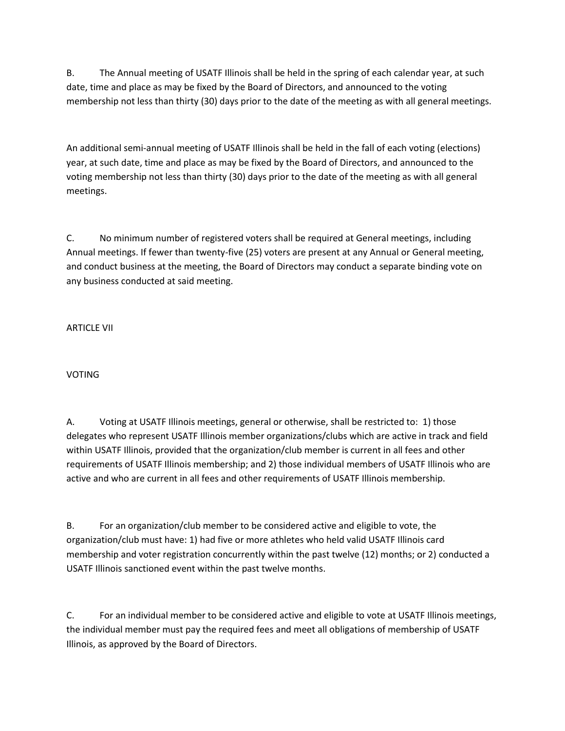B. The Annual meeting of USATF Illinois shall be held in the spring of each calendar year, at such date, time and place as may be fixed by the Board of Directors, and announced to the voting membership not less than thirty (30) days prior to the date of the meeting as with all general meetings.

An additional semi-annual meeting of USATF Illinois shall be held in the fall of each voting (elections) year, at such date, time and place as may be fixed by the Board of Directors, and announced to the voting membership not less than thirty (30) days prior to the date of the meeting as with all general meetings.

C. No minimum number of registered voters shall be required at General meetings, including Annual meetings. If fewer than twenty-five (25) voters are present at any Annual or General meeting, and conduct business at the meeting, the Board of Directors may conduct a separate binding vote on any business conducted at said meeting.

## ARTICLE VII

## VOTING

A. Voting at USATF Illinois meetings, general or otherwise, shall be restricted to: 1) those delegates who represent USATF Illinois member organizations/clubs which are active in track and field within USATF Illinois, provided that the organization/club member is current in all fees and other requirements of USATF Illinois membership; and 2) those individual members of USATF Illinois who are active and who are current in all fees and other requirements of USATF Illinois membership.

B. For an organization/club member to be considered active and eligible to vote, the organization/club must have: 1) had five or more athletes who held valid USATF Illinois card membership and voter registration concurrently within the past twelve (12) months; or 2) conducted a USATF Illinois sanctioned event within the past twelve months.

C. For an individual member to be considered active and eligible to vote at USATF Illinois meetings, the individual member must pay the required fees and meet all obligations of membership of USATF Illinois, as approved by the Board of Directors.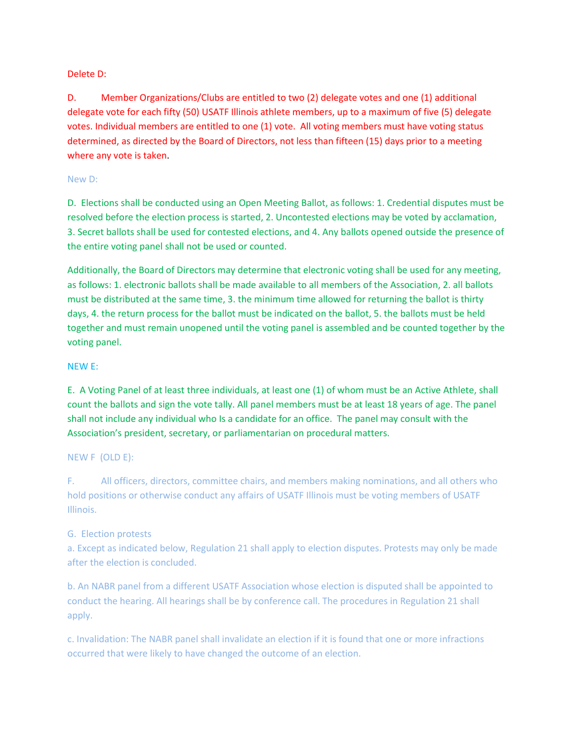Delete D:

D. Member Organizations/Clubs are entitled to two (2) delegate votes and one (1) additional delegate vote for each fifty (50) USATF Illinois athlete members, up to a maximum of five (5) delegate votes. Individual members are entitled to one (1) vote. All voting members must have voting status determined, as directed by the Board of Directors, not less than fifteen (15) days prior to a meeting where any vote is taken.

New D:

D. Elections shall be conducted using an Open Meeting Ballot, as follows: 1. Credential disputes must be resolved before the election process is started, 2. Uncontested elections may be voted by acclamation, 3. Secret ballots shall be used for contested elections, and 4. Any ballots opened outside the presence of the entire voting panel shall not be used or counted.

Additionally, the Board of Directors may determine that electronic voting shall be used for any meeting, as follows: 1. electronic ballots shall be made available to all members of the Association, 2. all ballots must be distributed at the same time, 3. the minimum time allowed for returning the ballot is thirty days, 4. the return process for the ballot must be indicated on the ballot, 5. the ballots must be held together and must remain unopened until the voting panel is assembled and be counted together by the voting panel.

NEW E:

E. A Voting Panel of at least three individuals, at least one (1) of whom must be an Active Athlete, shall count the ballots and sign the vote tally. All panel members must be at least 18 years of age. The panel shall not include any individual who Is a candidate for an office. The panel may consult with the Association's president, secretary, or parliamentarian on procedural matters.

NEW F (OLD E):

F. All officers, directors, committee chairs, and members making nominations, and all others who hold positions or otherwise conduct any affairs of USATF Illinois must be voting members of USATF Illinois.

G. Election protests

a. Except as indicated below, Regulation 21 shall apply to election disputes. Protests may only be made after the election is concluded.

b. An NABR panel from a different USATF Association whose election is disputed shall be appointed to conduct the hearing. All hearings shall be by conference call. The procedures in Regulation 21 shall apply.

c. Invalidation: The NABR panel shall invalidate an election if it is found that one or more infractions occurred that were likely to have changed the outcome of an election.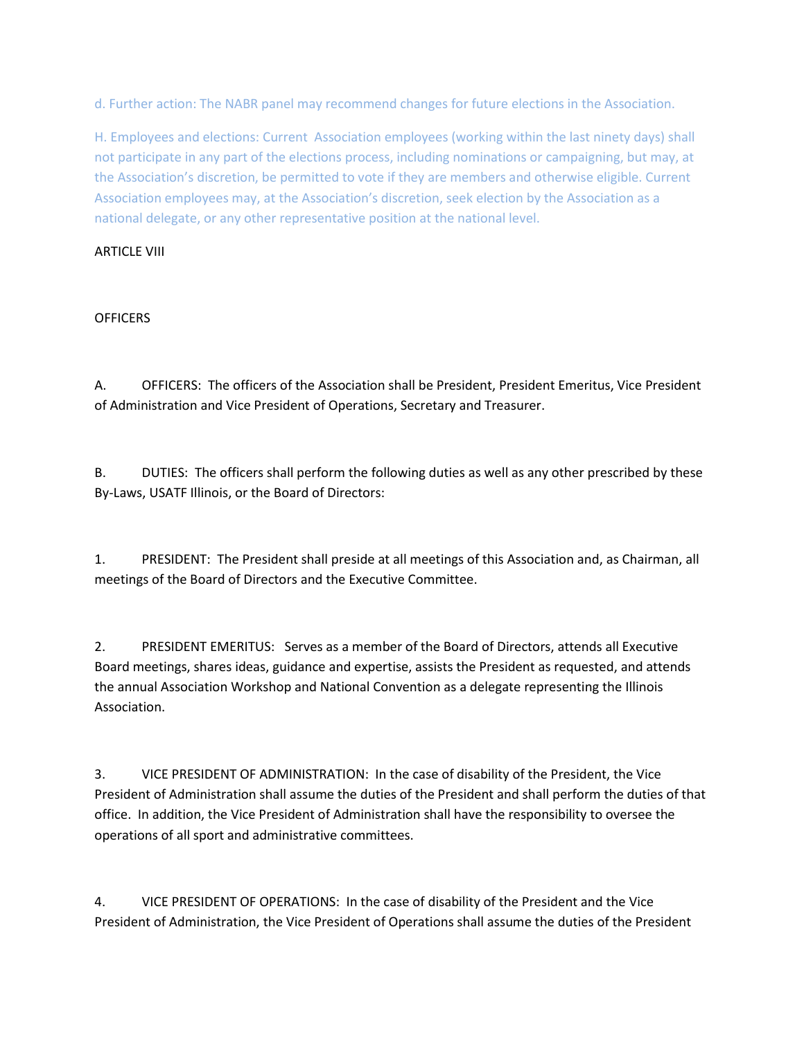d. Further action: The NABR panel may recommend changes for future elections in the Association.

H. Employees and elections: Current Association employees (working within the last ninety days) shall not participate in any part of the elections process, including nominations or campaigning, but may, at the Association's discretion, be permitted to vote if they are members and otherwise eligible. Current Association employees may, at the Association's discretion, seek election by the Association as a national delegate, or any other representative position at the national level.

ARTICLE VIII

OFFICERS

A. OFFICERS: The officers of the Association shall be President, President Emeritus, Vice President of Administration and Vice President of Operations, Secretary and Treasurer.

B. DUTIES: The officers shall perform the following duties as well as any other prescribed by these By-Laws, USATF Illinois, or the Board of Directors:

1. PRESIDENT: The President shall preside at all meetings of this Association and, as Chairman, all meetings of the Board of Directors and the Executive Committee.

2. PRESIDENT EMERITUS: Serves as a member of the Board of Directors, attends all Executive Board meetings, shares ideas, guidance and expertise, assists the President as requested, and attends the annual Association Workshop and National Convention as a delegate representing the Illinois Association.

3. VICE PRESIDENT OF ADMINISTRATION: In the case of disability of the President, the Vice President of Administration shall assume the duties of the President and shall perform the duties of that office. In addition, the Vice President of Administration shall have the responsibility to oversee the operations of all sport and administrative committees.

4. VICE PRESIDENT OF OPERATIONS: In the case of disability of the President and the Vice President of Administration, the Vice President of Operations shall assume the duties of the President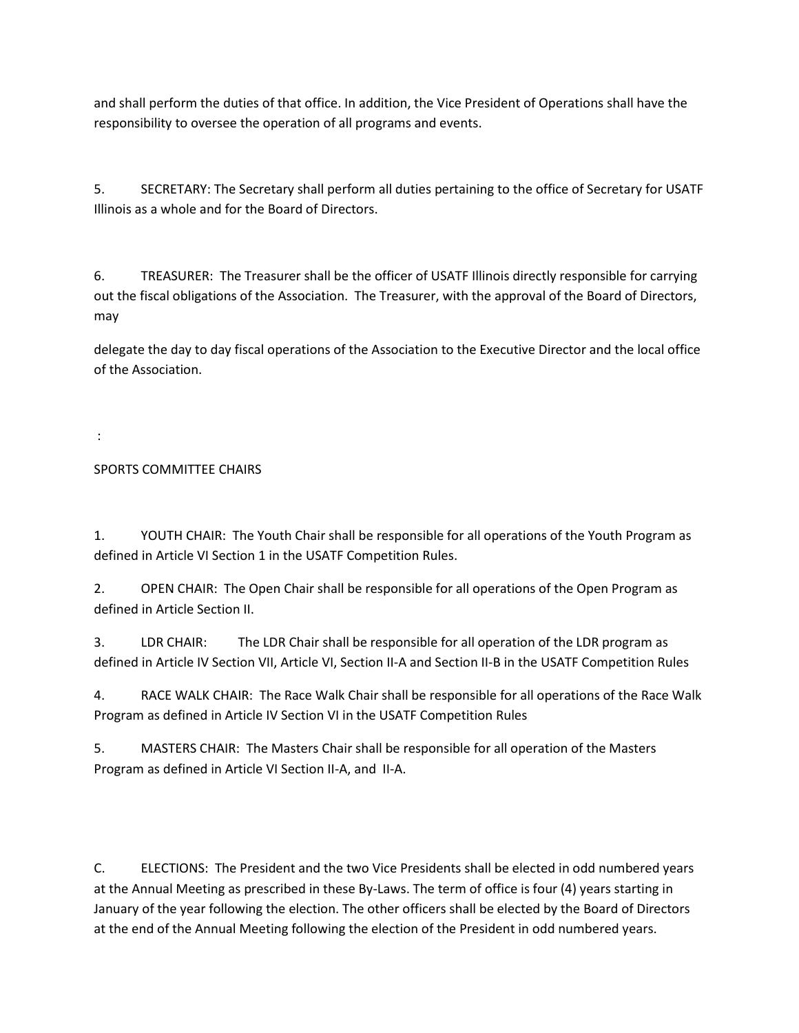and shall perform the duties of that office. In addition, the Vice President of Operations shall have the responsibility to oversee the operation of all programs and events.

5. SECRETARY: The Secretary shall perform all duties pertaining to the office of Secretary for USATF Illinois as a whole and for the Board of Directors.

6. TREASURER: The Treasurer shall be the officer of USATF Illinois directly responsible for carrying out the fiscal obligations of the Association. The Treasurer, with the approval of the Board of Directors, may

delegate the day to day fiscal operations of the Association to the Executive Director and the local office of the Association.

:

SPORTS COMMITTEE CHAIRS

1. YOUTH CHAIR: The Youth Chair shall be responsible for all operations of the Youth Program as defined in Article VI Section 1 in the USATF Competition Rules.

2. OPEN CHAIR: The Open Chair shall be responsible for all operations of the Open Program as defined in Article Section II.

3. LDR CHAIR: The LDR Chair shall be responsible for all operation of the LDR program as defined in Article IV Section VII, Article VI, Section II-A and Section II-B in the USATF Competition Rules

4. RACE WALK CHAIR: The Race Walk Chair shall be responsible for all operations of the Race Walk Program as defined in Article IV Section VI in the USATF Competition Rules

5. MASTERS CHAIR: The Masters Chair shall be responsible for all operation of the Masters Program as defined in Article VI Section II-A, and II-A.

C. ELECTIONS: The President and the two Vice Presidents shall be elected in odd numbered years at the Annual Meeting as prescribed in these By-Laws. The term of office is four (4) years starting in January of the year following the election. The other officers shall be elected by the Board of Directors at the end of the Annual Meeting following the election of the President in odd numbered years.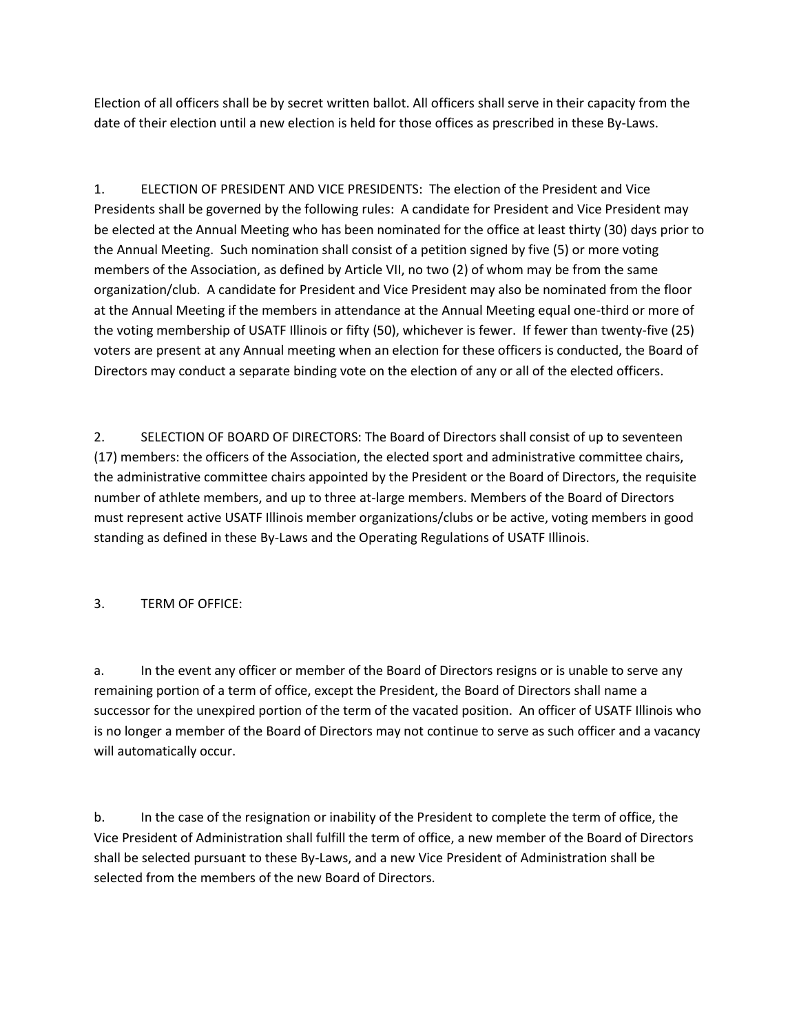Election of all officers shall be by secret written ballot. All officers shall serve in their capacity from the date of their election until a new election is held for those offices as prescribed in these By-Laws.

1. ELECTION OF PRESIDENT AND VICE PRESIDENTS: The election of the President and Vice Presidents shall be governed by the following rules: A candidate for President and Vice President may be elected at the Annual Meeting who has been nominated for the office at least thirty (30) days prior to the Annual Meeting. Such nomination shall consist of a petition signed by five (5) or more voting members of the Association, as defined by Article VII, no two (2) of whom may be from the same organization/club. A candidate for President and Vice President may also be nominated from the floor at the Annual Meeting if the members in attendance at the Annual Meeting equal one-third or more of the voting membership of USATF Illinois or fifty (50), whichever is fewer. If fewer than twenty-five (25) voters are present at any Annual meeting when an election for these officers is conducted, the Board of Directors may conduct a separate binding vote on the election of any or all of the elected officers.

2. SELECTION OF BOARD OF DIRECTORS: The Board of Directors shall consist of up to seventeen (17) members: the officers of the Association, the elected sport and administrative committee chairs, the administrative committee chairs appointed by the President or the Board of Directors, the requisite number of athlete members, and up to three at-large members. Members of the Board of Directors must represent active USATF Illinois member organizations/clubs or be active, voting members in good standing as defined in these By-Laws and the Operating Regulations of USATF Illinois.

3. TERM OF OFFICE:

a. In the event any officer or member of the Board of Directors resigns or is unable to serve any remaining portion of a term of office, except the President, the Board of Directors shall name a successor for the unexpired portion of the term of the vacated position. An officer of USATF Illinois who is no longer a member of the Board of Directors may not continue to serve as such officer and a vacancy will automatically occur.

b. In the case of the resignation or inability of the President to complete the term of office, the Vice President of Administration shall fulfill the term of office, a new member of the Board of Directors shall be selected pursuant to these By-Laws, and a new Vice President of Administration shall be selected from the members of the new Board of Directors.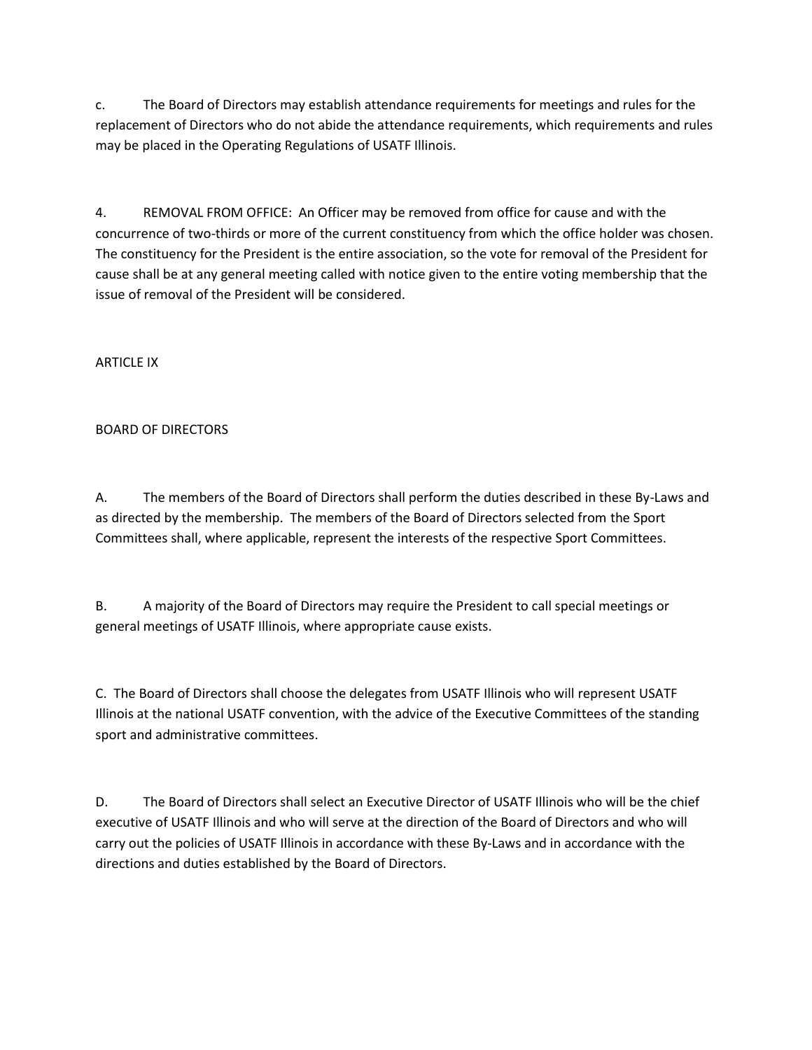c. The Board of Directors may establish attendance requirements for meetings and rules for the replacement of Directors who do not abide the attendance requirements, which requirements and rules may be placed in the Operating Regulations of USATF Illinois.

4. REMOVAL FROM OFFICE: An Officer may be removed from office for cause and with the concurrence of two-thirds or more of the current constituency from which the office holder was chosen. The constituency for the President is the entire association, so the vote for removal of the President for cause shall be at any general meeting called with notice given to the entire voting membership that the issue of removal of the President will be considered.

ARTICLE IX

BOARD OF DIRECTORS

A. The members of the Board of Directors shall perform the duties described in these By-Laws and as directed by the membership. The members of the Board of Directors selected from the Sport Committees shall, where applicable, represent the interests of the respective Sport Committees.

B. A majority of the Board of Directors may require the President to call special meetings or general meetings of USATF Illinois, where appropriate cause exists.

C. The Board of Directors shall choose the delegates from USATF Illinois who will represent USATF Illinois at the national USATF convention, with the advice of the Executive Committees of the standing sport and administrative committees.

D. The Board of Directors shall select an Executive Director of USATF Illinois who will be the chief executive of USATF Illinois and who will serve at the direction of the Board of Directors and who will carry out the policies of USATF Illinois in accordance with these By-Laws and in accordance with the directions and duties established by the Board of Directors.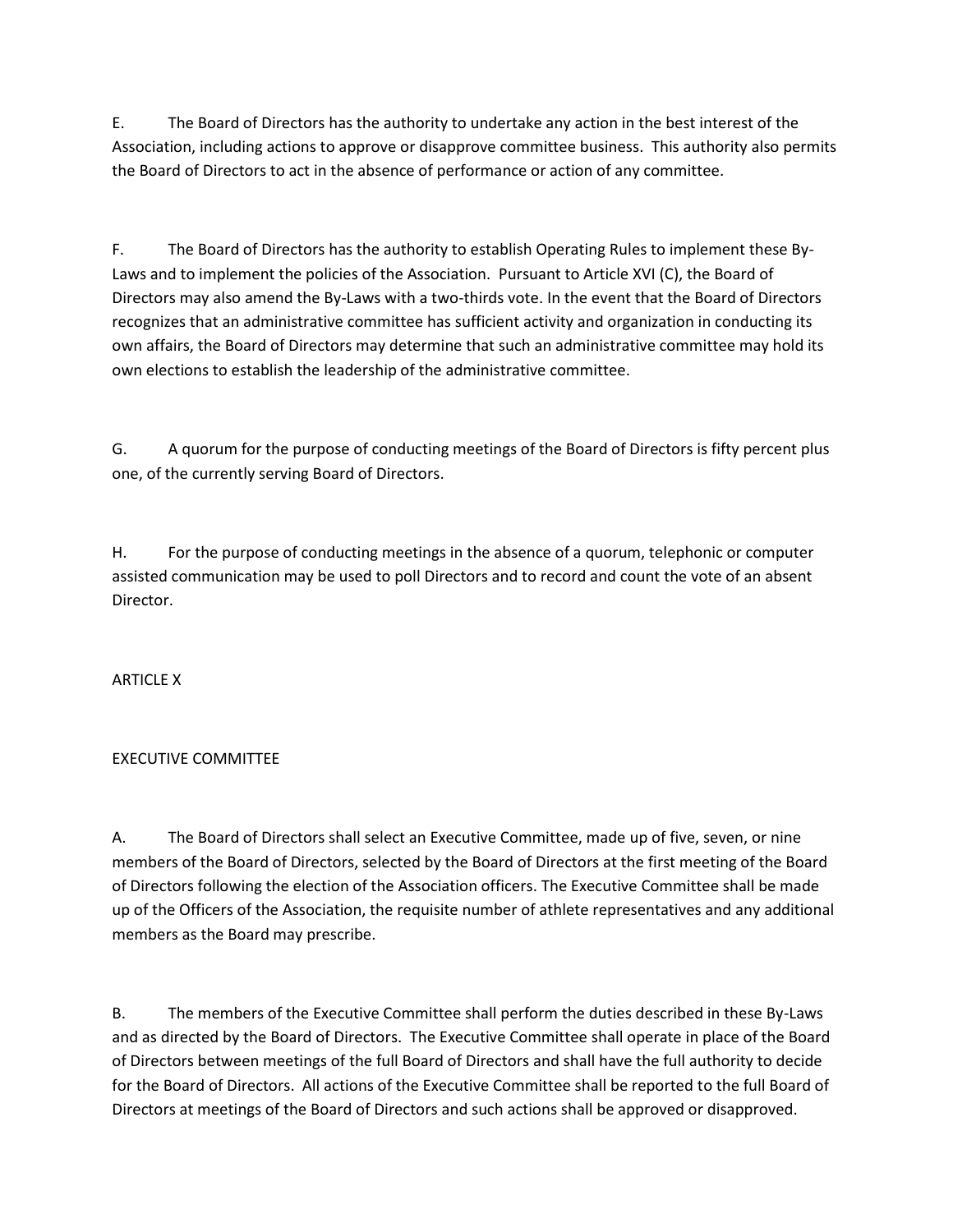E. The Board of Directors has the authority to undertake any action in the best interest of the Association, including actions to approve or disapprove committee business. This authority also permits the Board of Directors to act in the absence of performance or action of any committee.

F. The Board of Directors has the authority to establish Operating Rules to implement these By-Laws and to implement the policies of the Association. Pursuant to Article XVI (C), the Board of Directors may also amend the By-Laws with a two-thirds vote. In the event that the Board of Directors recognizes that an administrative committee has sufficient activity and organization in conducting its own affairs, the Board of Directors may determine that such an administrative committee may hold its own elections to establish the leadership of the administrative committee.

G. A quorum for the purpose of conducting meetings of the Board of Directors is fifty percent plus one, of the currently serving Board of Directors.

H. For the purpose of conducting meetings in the absence of a quorum, telephonic or computer assisted communication may be used to poll Directors and to record and count the vote of an absent Director.

ARTICLE X

EXECUTIVE COMMITTEE

A. The Board of Directors shall select an Executive Committee, made up of five, seven, or nine members of the Board of Directors, selected by the Board of Directors at the first meeting of the Board of Directors following the election of the Association officers. The Executive Committee shall be made up of the Officers of the Association, the requisite number of athlete representatives and any additional members as the Board may prescribe.

B. The members of the Executive Committee shall perform the duties described in these By-Laws and as directed by the Board of Directors. The Executive Committee shall operate in place of the Board of Directors between meetings of the full Board of Directors and shall have the full authority to decide for the Board of Directors. All actions of the Executive Committee shall be reported to the full Board of Directors at meetings of the Board of Directors and such actions shall be approved or disapproved.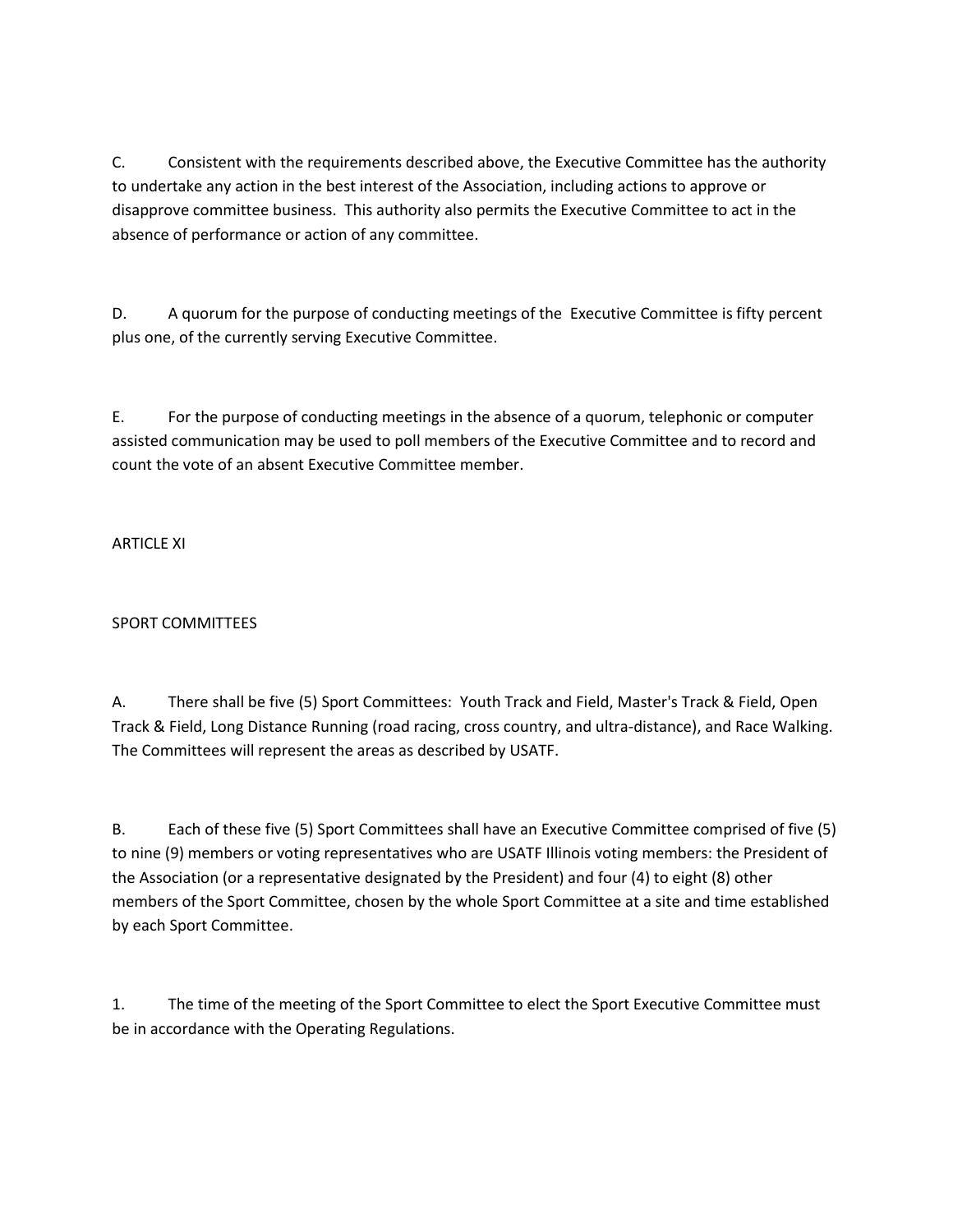C. Consistent with the requirements described above, the Executive Committee has the authority to undertake any action in the best interest of the Association, including actions to approve or disapprove committee business. This authority also permits the Executive Committee to act in the absence of performance or action of any committee.

D. A quorum for the purpose of conducting meetings of the Executive Committee is fifty percent plus one, of the currently serving Executive Committee.

E. For the purpose of conducting meetings in the absence of a quorum, telephonic or computer assisted communication may be used to poll members of the Executive Committee and to record and count the vote of an absent Executive Committee member.

## ARTICLE XI

## SPORT COMMITTEES

A. There shall be five (5) Sport Committees: Youth Track and Field, Master's Track & Field, Open Track & Field, Long Distance Running (road racing, cross country, and ultra-distance), and Race Walking. The Committees will represent the areas as described by USATF.

B. Each of these five (5) Sport Committees shall have an Executive Committee comprised of five (5) to nine (9) members or voting representatives who are USATF Illinois voting members: the President of the Association (or a representative designated by the President) and four (4) to eight (8) other members of the Sport Committee, chosen by the whole Sport Committee at a site and time established by each Sport Committee.

1. The time of the meeting of the Sport Committee to elect the Sport Executive Committee must be in accordance with the Operating Regulations.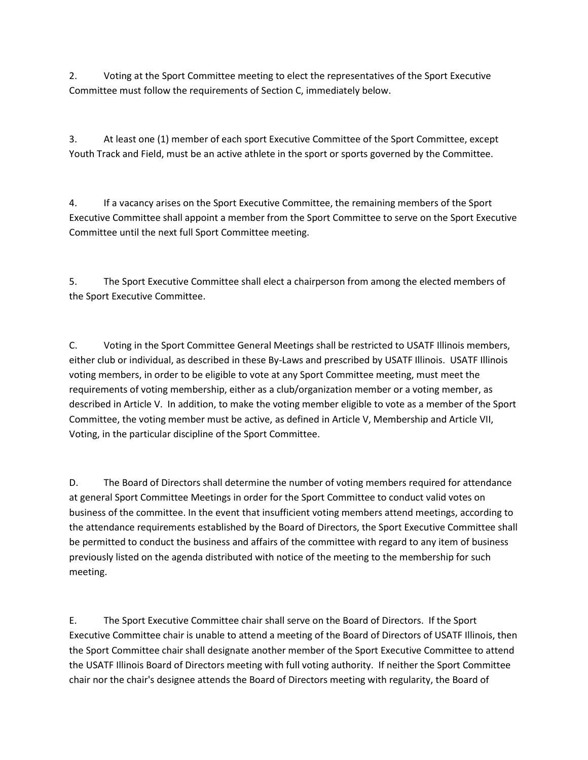2. Voting at the Sport Committee meeting to elect the representatives of the Sport Executive Committee must follow the requirements of Section C, immediately below.

3. At least one (1) member of each sport Executive Committee of the Sport Committee, except Youth Track and Field, must be an active athlete in the sport or sports governed by the Committee.

4. If a vacancy arises on the Sport Executive Committee, the remaining members of the Sport Executive Committee shall appoint a member from the Sport Committee to serve on the Sport Executive Committee until the next full Sport Committee meeting.

5. The Sport Executive Committee shall elect a chairperson from among the elected members of the Sport Executive Committee.

C. Voting in the Sport Committee General Meetings shall be restricted to USATF Illinois members, either club or individual, as described in these By-Laws and prescribed by USATF Illinois. USATF Illinois voting members, in order to be eligible to vote at any Sport Committee meeting, must meet the requirements of voting membership, either as a club/organization member or a voting member, as described in Article V. In addition, to make the voting member eligible to vote as a member of the Sport Committee, the voting member must be active, as defined in Article V, Membership and Article VII, Voting, in the particular discipline of the Sport Committee.

D. The Board of Directors shall determine the number of voting members required for attendance at general Sport Committee Meetings in order for the Sport Committee to conduct valid votes on business of the committee. In the event that insufficient voting members attend meetings, according to the attendance requirements established by the Board of Directors, the Sport Executive Committee shall be permitted to conduct the business and affairs of the committee with regard to any item of business previously listed on the agenda distributed with notice of the meeting to the membership for such meeting.

E. The Sport Executive Committee chair shall serve on the Board of Directors. If the Sport Executive Committee chair is unable to attend a meeting of the Board of Directors of USATF Illinois, then the Sport Committee chair shall designate another member of the Sport Executive Committee to attend the USATF Illinois Board of Directors meeting with full voting authority. If neither the Sport Committee chair nor the chair's designee attends the Board of Directors meeting with regularity, the Board of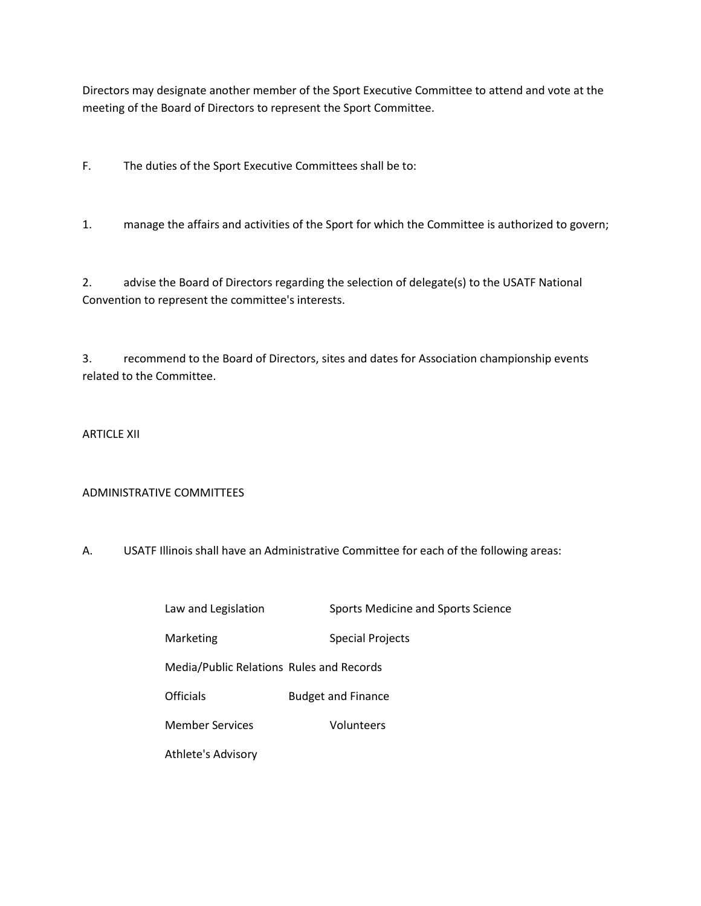Directors may designate another member of the Sport Executive Committee to attend and vote at the meeting of the Board of Directors to represent the Sport Committee.

F. The duties of the Sport Executive Committees shall be to:

1. manage the affairs and activities of the Sport for which the Committee is authorized to govern;

2. advise the Board of Directors regarding the selection of delegate(s) to the USATF National Convention to represent the committee's interests.

3. recommend to the Board of Directors, sites and dates for Association championship events related to the Committee.

ARTICLE XII

ADMINISTRATIVE COMMITTEES

A. USATF Illinois shall have an Administrative Committee for each of the following areas:

| | |
|---|---|
| Law and Legislation | Sports Medicine and Sports Science |
| Marketing | Special Projects |
| Media/Public Relations | Rules and Records |
| Officials | Budget and Finance |
| Member Services | Volunteers |
| Athlete's Advisory | |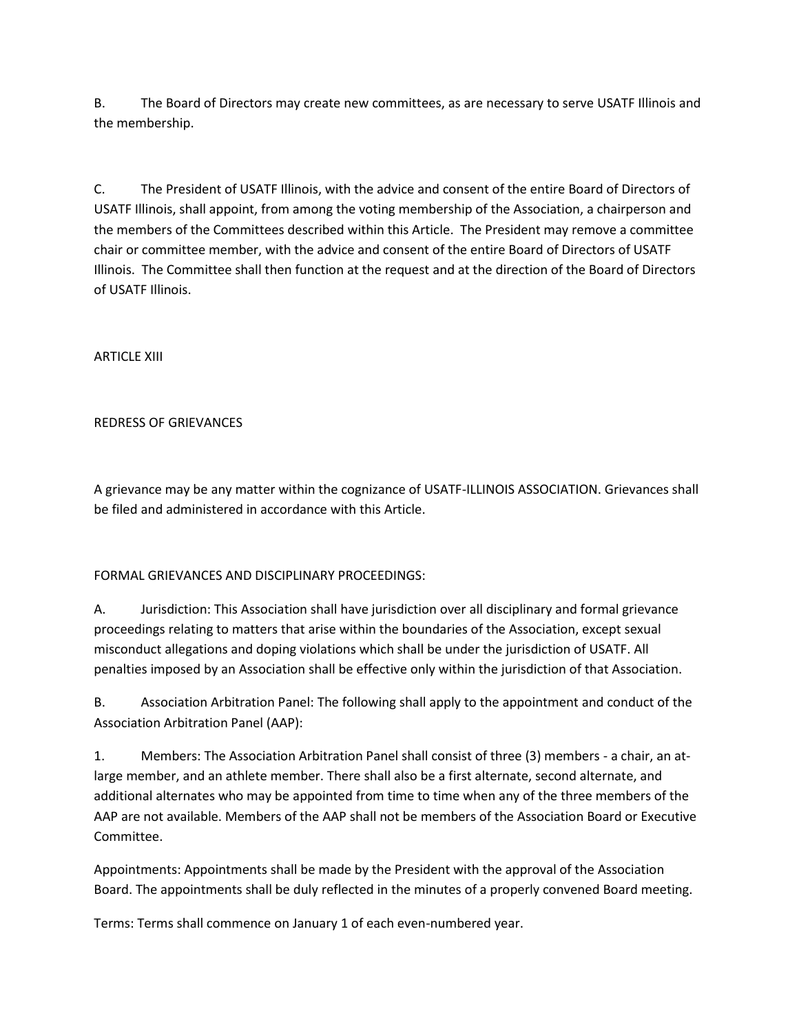B. The Board of Directors may create new committees, as are necessary to serve USATF Illinois and the membership.

C. The President of USATF Illinois, with the advice and consent of the entire Board of Directors of USATF Illinois, shall appoint, from among the voting membership of the Association, a chairperson and the members of the Committees described within this Article. The President may remove a committee chair or committee member, with the advice and consent of the entire Board of Directors of USATF Illinois. The Committee shall then function at the request and at the direction of the Board of Directors of USATF Illinois.

## ARTICLE XIII

## REDRESS OF GRIEVANCES

A grievance may be any matter within the cognizance of USATF-ILLINOIS ASSOCIATION. Grievances shall be filed and administered in accordance with this Article.

FORMAL GRIEVANCES AND DISCIPLINARY PROCEEDINGS:

A. Jurisdiction: This Association shall have jurisdiction over all disciplinary and formal grievance proceedings relating to matters that arise within the boundaries of the Association, except sexual misconduct allegations and doping violations which shall be under the jurisdiction of USATF. All penalties imposed by an Association shall be effective only within the jurisdiction of that Association.

B. Association Arbitration Panel: The following shall apply to the appointment and conduct of the Association Arbitration Panel (AAP):

1. Members: The Association Arbitration Panel shall consist of three (3) members - a chair, an at-large member, and an athlete member. There shall also be a first alternate, second alternate, and additional alternates who may be appointed from time to time when any of the three members of the AAP are not available. Members of the AAP shall not be members of the Association Board or Executive Committee.

Appointments: Appointments shall be made by the President with the approval of the Association Board. The appointments shall be duly reflected in the minutes of a properly convened Board meeting.

Terms: Terms shall commence on January 1 of each even-numbered year.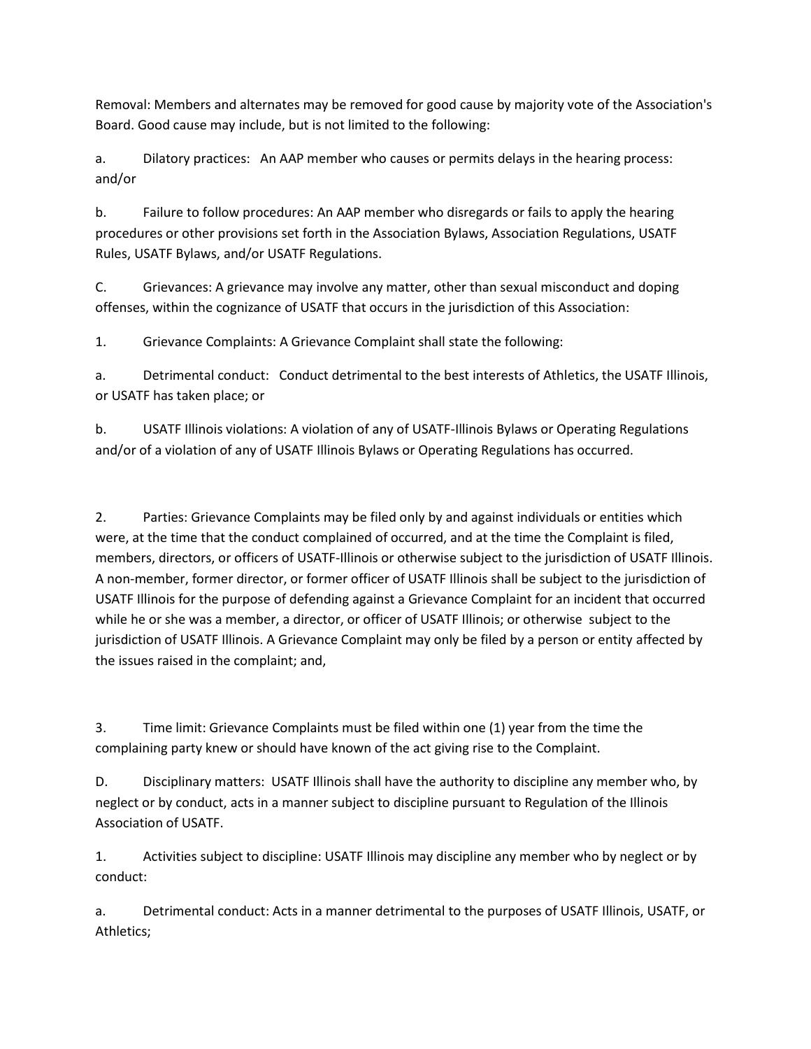Removal: Members and alternates may be removed for good cause by majority vote of the Association's Board. Good cause may include, but is not limited to the following:

a. Dilatory practices: An AAP member who causes or permits delays in the hearing process: and/or

b. Failure to follow procedures: An AAP member who disregards or fails to apply the hearing procedures or other provisions set forth in the Association Bylaws, Association Regulations, USATF Rules, USATF Bylaws, and/or USATF Regulations.

C. Grievances: A grievance may involve any matter, other than sexual misconduct and doping offenses, within the cognizance of USATF that occurs in the jurisdiction of this Association:

1. Grievance Complaints: A Grievance Complaint shall state the following:

a. Detrimental conduct: Conduct detrimental to the best interests of Athletics, the USATF Illinois, or USATF has taken place; or

b. USATF Illinois violations: A violation of any of USATF-Illinois Bylaws or Operating Regulations and/or of a violation of any of USATF Illinois Bylaws or Operating Regulations has occurred.

2. Parties: Grievance Complaints may be filed only by and against individuals or entities which were, at the time that the conduct complained of occurred, and at the time the Complaint is filed, members, directors, or officers of USATF-Illinois or otherwise subject to the jurisdiction of USATF Illinois. A non-member, former director, or former officer of USATF Illinois shall be subject to the jurisdiction of USATF Illinois for the purpose of defending against a Grievance Complaint for an incident that occurred while he or she was a member, a director, or officer of USATF Illinois; or otherwise subject to the jurisdiction of USATF Illinois. A Grievance Complaint may only be filed by a person or entity affected by the issues raised in the complaint; and,

3. Time limit: Grievance Complaints must be filed within one (1) year from the time the complaining party knew or should have known of the act giving rise to the Complaint.

D. Disciplinary matters: USATF Illinois shall have the authority to discipline any member who, by neglect or by conduct, acts in a manner subject to discipline pursuant to Regulation of the Illinois Association of USATF.

1. Activities subject to discipline: USATF Illinois may discipline any member who by neglect or by conduct:

a. Detrimental conduct: Acts in a manner detrimental to the purposes of USATF Illinois, USATF, or Athletics;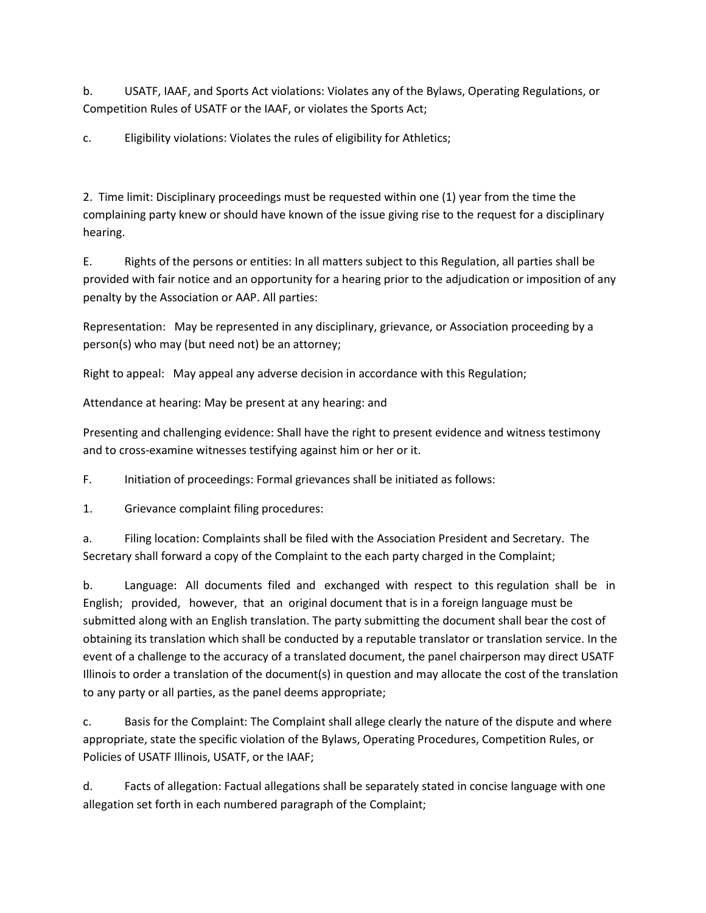b. USATF, IAAF, and Sports Act violations: Violates any of the Bylaws, Operating Regulations, or Competition Rules of USATF or the IAAF, or violates the Sports Act;

c. Eligibility violations: Violates the rules of eligibility for Athletics;

2. Time limit: Disciplinary proceedings must be requested within one (1) year from the time the complaining party knew or should have known of the issue giving rise to the request for a disciplinary hearing.

E. Rights of the persons or entities: In all matters subject to this Regulation, all parties shall be provided with fair notice and an opportunity for a hearing prior to the adjudication or imposition of any penalty by the Association or AAP. All parties:

Representation: May be represented in any disciplinary, grievance, or Association proceeding by a person(s) who may (but need not) be an attorney;

Right to appeal: May appeal any adverse decision in accordance with this Regulation;

Attendance at hearing: May be present at any hearing: and

Presenting and challenging evidence: Shall have the right to present evidence and witness testimony and to cross-examine witnesses testifying against him or her or it.

F. Initiation of proceedings: Formal grievances shall be initiated as follows:

1. Grievance complaint filing procedures:

a. Filing location: Complaints shall be filed with the Association President and Secretary. The Secretary shall forward a copy of the Complaint to the each party charged in the Complaint;

b. Language: All documents filed and exchanged with respect to this regulation shall be in English; provided, however, that an original document that is in a foreign language must be submitted along with an English translation. The party submitting the document shall bear the cost of obtaining its translation which shall be conducted by a reputable translator or translation service. In the event of a challenge to the accuracy of a translated document, the panel chairperson may direct USATF Illinois to order a translation of the document(s) in question and may allocate the cost of the translation to any party or all parties, as the panel deems appropriate;

c. Basis for the Complaint: The Complaint shall allege clearly the nature of the dispute and where appropriate, state the specific violation of the Bylaws, Operating Procedures, Competition Rules, or Policies of USATF Illinois, USATF, or the IAAF;

d. Facts of allegation: Factual allegations shall be separately stated in concise language with one allegation set forth in each numbered paragraph of the Complaint;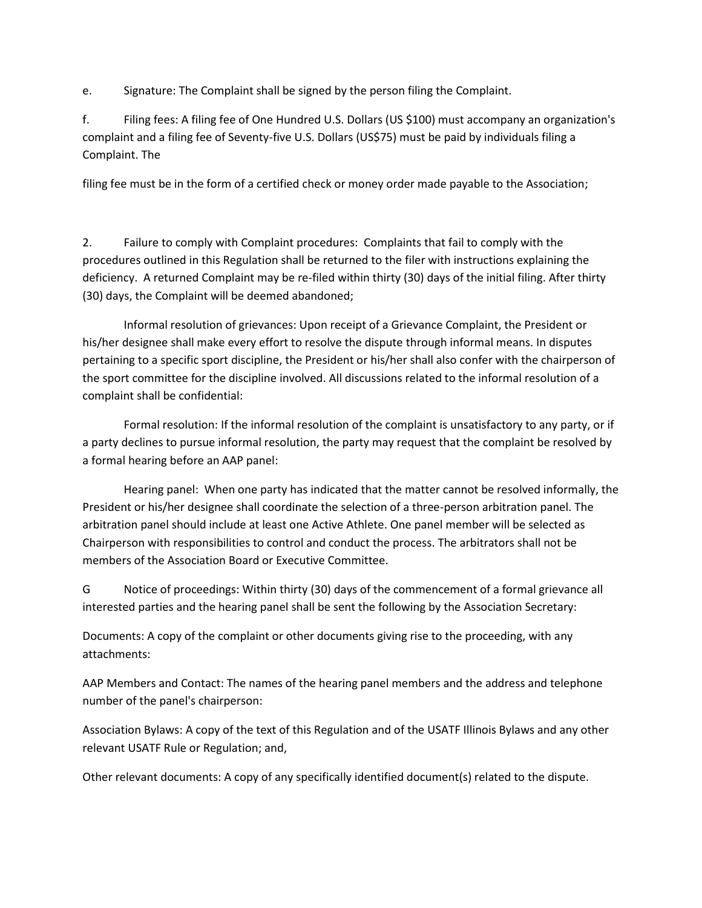e. Signature: The Complaint shall be signed by the person filing the Complaint.

f. Filing fees: A filing fee of One Hundred U.S. Dollars (US $100) must accompany an organization's complaint and a filing fee of Seventy-five U.S. Dollars (US$75) must be paid by individuals filing a Complaint. The

filing fee must be in the form of a certified check or money order made payable to the Association;

2. Failure to comply with Complaint procedures: Complaints that fail to comply with the procedures outlined in this Regulation shall be returned to the filer with instructions explaining the deficiency. A returned Complaint may be re-filed within thirty (30) days of the initial filing. After thirty (30) days, the Complaint will be deemed abandoned;

Informal resolution of grievances: Upon receipt of a Grievance Complaint, the President or his/her designee shall make every effort to resolve the dispute through informal means. In disputes pertaining to a specific sport discipline, the President or his/her shall also confer with the chairperson of the sport committee for the discipline involved. All discussions related to the informal resolution of a complaint shall be confidential:

Formal resolution: If the informal resolution of the complaint is unsatisfactory to any party, or if a party declines to pursue informal resolution, the party may request that the complaint be resolved by a formal hearing before an AAP panel:

Hearing panel: When one party has indicated that the matter cannot be resolved informally, the President or his/her designee shall coordinate the selection of a three-person arbitration panel. The arbitration panel should include at least one Active Athlete. One panel member will be selected as Chairperson with responsibilities to control and conduct the process. The arbitrators shall not be members of the Association Board or Executive Committee.

G Notice of proceedings: Within thirty (30) days of the commencement of a formal grievance all interested parties and the hearing panel shall be sent the following by the Association Secretary:

Documents: A copy of the complaint or other documents giving rise to the proceeding, with any attachments:

AAP Members and Contact: The names of the hearing panel members and the address and telephone number of the panel's chairperson:

Association Bylaws: A copy of the text of this Regulation and of the USATF Illinois Bylaws and any other relevant USATF Rule or Regulation; and,

Other relevant documents: A copy of any specifically identified document(s) related to the dispute.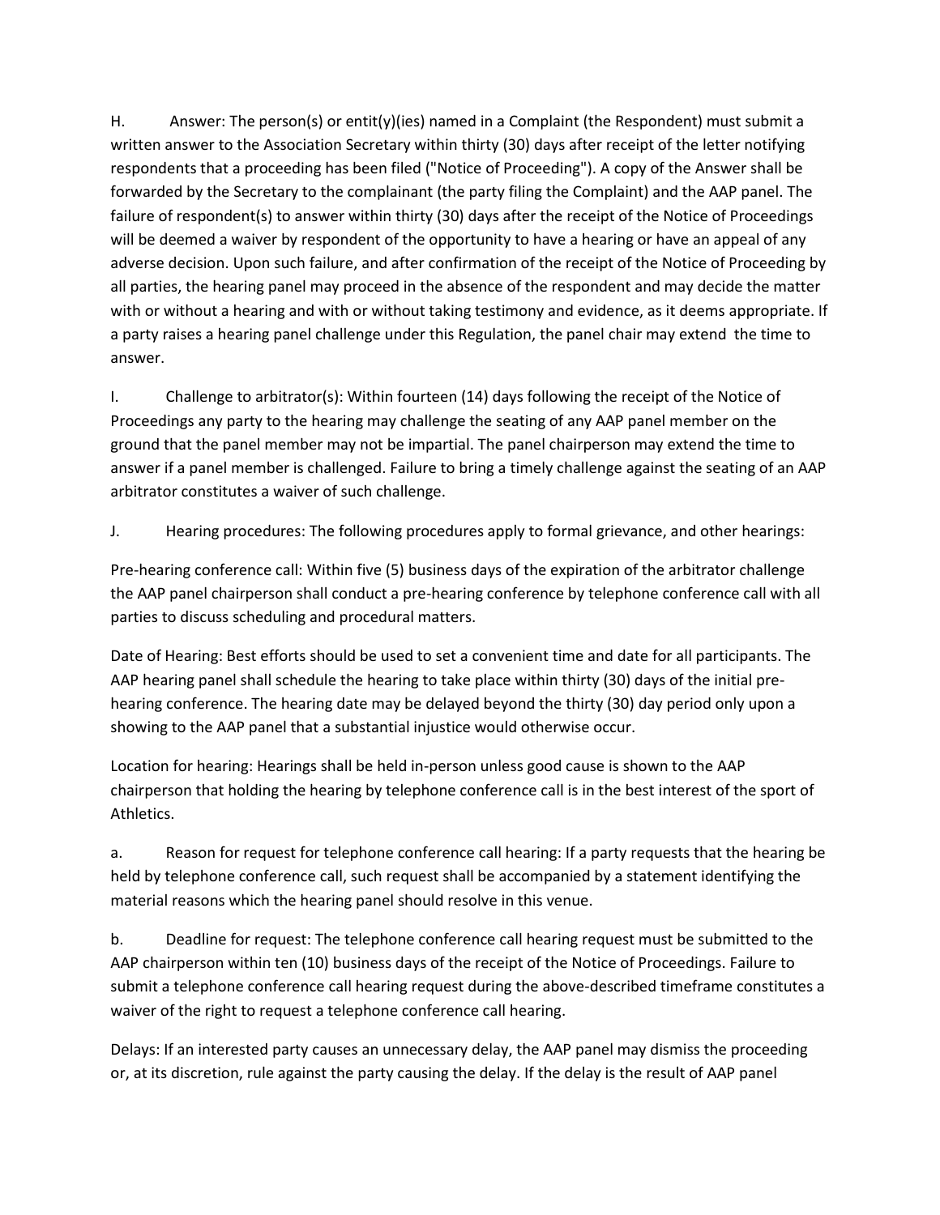H. Answer: The person(s) or entit(y)(ies) named in a Complaint (the Respondent) must submit a written answer to the Association Secretary within thirty (30) days after receipt of the letter notifying respondents that a proceeding has been filed ("Notice of Proceeding"). A copy of the Answer shall be forwarded by the Secretary to the complainant (the party filing the Complaint) and the AAP panel. The failure of respondent(s) to answer within thirty (30) days after the receipt of the Notice of Proceedings will be deemed a waiver by respondent of the opportunity to have a hearing or have an appeal of any adverse decision. Upon such failure, and after confirmation of the receipt of the Notice of Proceeding by all parties, the hearing panel may proceed in the absence of the respondent and may decide the matter with or without a hearing and with or without taking testimony and evidence, as it deems appropriate. If a party raises a hearing panel challenge under this Regulation, the panel chair may extend the time to answer.

I. Challenge to arbitrator(s): Within fourteen (14) days following the receipt of the Notice of Proceedings any party to the hearing may challenge the seating of any AAP panel member on the ground that the panel member may not be impartial. The panel chairperson may extend the time to answer if a panel member is challenged. Failure to bring a timely challenge against the seating of an AAP arbitrator constitutes a waiver of such challenge.

J. Hearing procedures: The following procedures apply to formal grievance, and other hearings:

Pre-hearing conference call: Within five (5) business days of the expiration of the arbitrator challenge the AAP panel chairperson shall conduct a pre-hearing conference by telephone conference call with all parties to discuss scheduling and procedural matters.

Date of Hearing: Best efforts should be used to set a convenient time and date for all participants. The AAP hearing panel shall schedule the hearing to take place within thirty (30) days of the initial pre-hearing conference. The hearing date may be delayed beyond the thirty (30) day period only upon a showing to the AAP panel that a substantial injustice would otherwise occur.

Location for hearing: Hearings shall be held in-person unless good cause is shown to the AAP chairperson that holding the hearing by telephone conference call is in the best interest of the sport of Athletics.

a. Reason for request for telephone conference call hearing: If a party requests that the hearing be held by telephone conference call, such request shall be accompanied by a statement identifying the material reasons which the hearing panel should resolve in this venue.

b. Deadline for request: The telephone conference call hearing request must be submitted to the AAP chairperson within ten (10) business days of the receipt of the Notice of Proceedings. Failure to submit a telephone conference call hearing request during the above-described timeframe constitutes a waiver of the right to request a telephone conference call hearing.

Delays: If an interested party causes an unnecessary delay, the AAP panel may dismiss the proceeding or, at its discretion, rule against the party causing the delay. If the delay is the result of AAP panel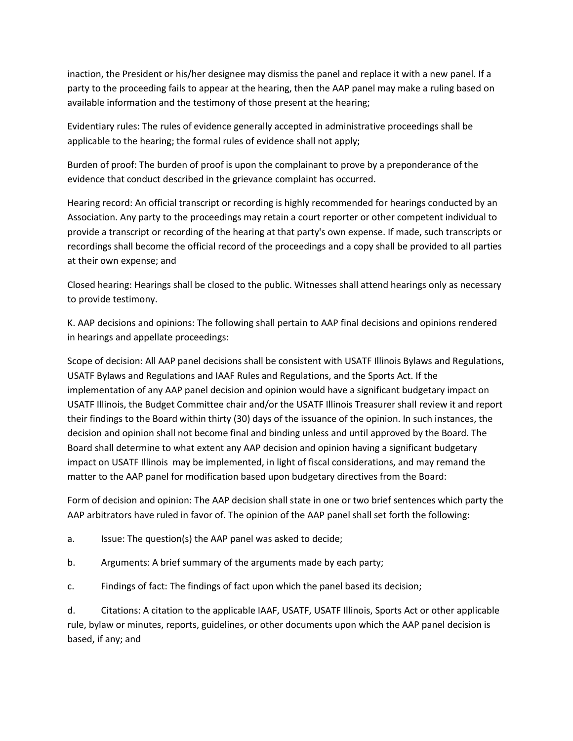inaction, the President or his/her designee may dismiss the panel and replace it with a new panel. If a party to the proceeding fails to appear at the hearing, then the AAP panel may make a ruling based on available information and the testimony of those present at the hearing;

Evidentiary rules: The rules of evidence generally accepted in administrative proceedings shall be applicable to the hearing; the formal rules of evidence shall not apply;

Burden of proof: The burden of proof is upon the complainant to prove by a preponderance of the evidence that conduct described in the grievance complaint has occurred.

Hearing record: An official transcript or recording is highly recommended for hearings conducted by an Association. Any party to the proceedings may retain a court reporter or other competent individual to provide a transcript or recording of the hearing at that party's own expense. If made, such transcripts or recordings shall become the official record of the proceedings and a copy shall be provided to all parties at their own expense; and

Closed hearing: Hearings shall be closed to the public. Witnesses shall attend hearings only as necessary to provide testimony.

K. AAP decisions and opinions: The following shall pertain to AAP final decisions and opinions rendered in hearings and appellate proceedings:

Scope of decision: All AAP panel decisions shall be consistent with USATF Illinois Bylaws and Regulations, USATF Bylaws and Regulations and IAAF Rules and Regulations, and the Sports Act. If the implementation of any AAP panel decision and opinion would have a significant budgetary impact on USATF Illinois, the Budget Committee chair and/or the USATF Illinois Treasurer shall review it and report their findings to the Board within thirty (30) days of the issuance of the opinion. In such instances, the decision and opinion shall not become final and binding unless and until approved by the Board. The Board shall determine to what extent any AAP decision and opinion having a significant budgetary impact on USATF Illinois may be implemented, in light of fiscal considerations, and may remand the matter to the AAP panel for modification based upon budgetary directives from the Board:

Form of decision and opinion: The AAP decision shall state in one or two brief sentences which party the AAP arbitrators have ruled in favor of. The opinion of the AAP panel shall set forth the following:

a. Issue: The question(s) the AAP panel was asked to decide;

b. Arguments: A brief summary of the arguments made by each party;

c. Findings of fact: The findings of fact upon which the panel based its decision;

d. Citations: A citation to the applicable IAAF, USATF, USATF Illinois, Sports Act or other applicable rule, bylaw or minutes, reports, guidelines, or other documents upon which the AAP panel decision is based, if any; and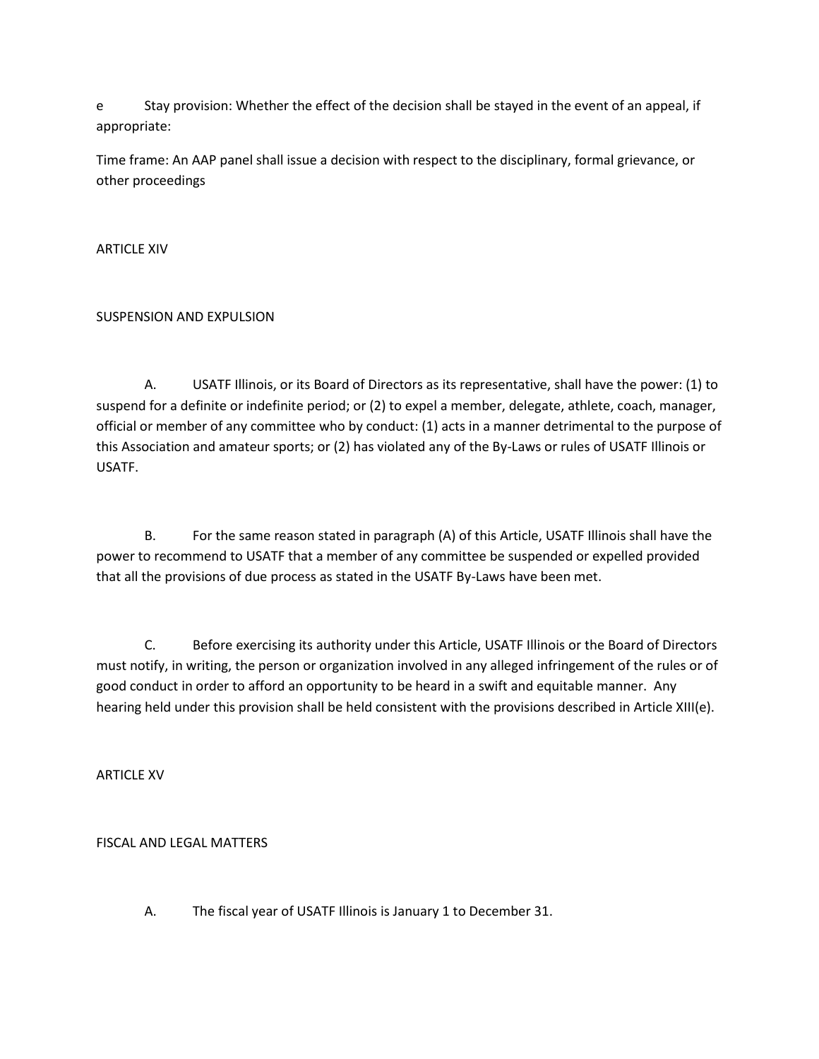e Stay provision: Whether the effect of the decision shall be stayed in the event of an appeal, if appropriate:

Time frame: An AAP panel shall issue a decision with respect to the disciplinary, formal grievance, or other proceedings

## ARTICLE XIV

## SUSPENSION AND EXPULSION

A. USATF Illinois, or its Board of Directors as its representative, shall have the power: (1) to suspend for a definite or indefinite period; or (2) to expel a member, delegate, athlete, coach, manager, official or member of any committee who by conduct: (1) acts in a manner detrimental to the purpose of this Association and amateur sports; or (2) has violated any of the By-Laws or rules of USATF Illinois or USATF.

B. For the same reason stated in paragraph (A) of this Article, USATF Illinois shall have the power to recommend to USATF that a member of any committee be suspended or expelled provided that all the provisions of due process as stated in the USATF By-Laws have been met.

C. Before exercising its authority under this Article, USATF Illinois or the Board of Directors must notify, in writing, the person or organization involved in any alleged infringement of the rules or of good conduct in order to afford an opportunity to be heard in a swift and equitable manner. Any hearing held under this provision shall be held consistent with the provisions described in Article XIII(e).

## ARTICLE XV

## FISCAL AND LEGAL MATTERS

A. The fiscal year of USATF Illinois is January 1 to December 31.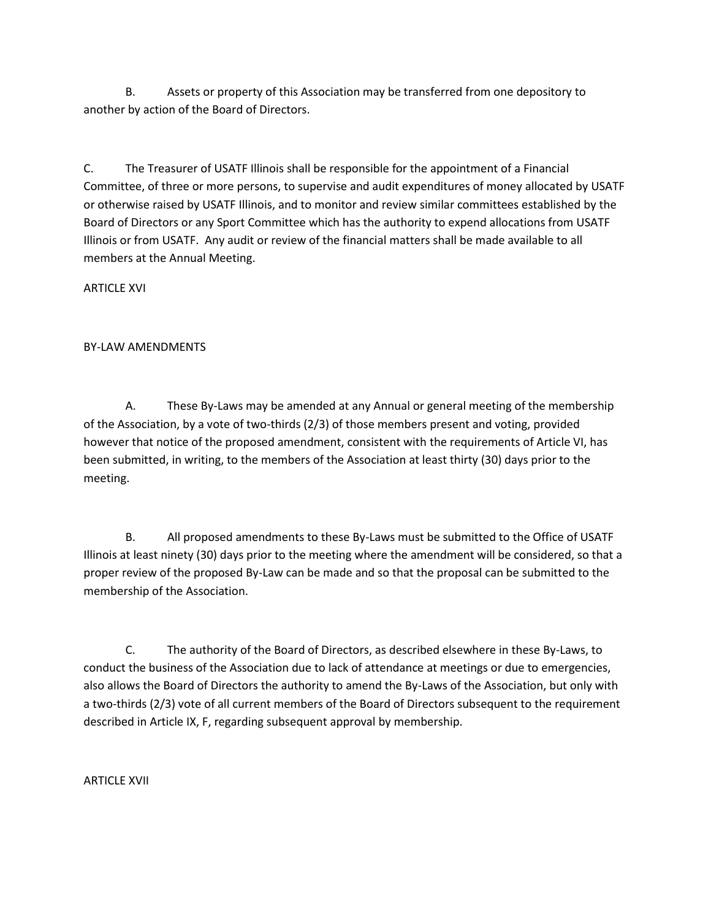B. Assets or property of this Association may be transferred from one depository to another by action of the Board of Directors.

C. The Treasurer of USATF Illinois shall be responsible for the appointment of a Financial Committee, of three or more persons, to supervise and audit expenditures of money allocated by USATF or otherwise raised by USATF Illinois, and to monitor and review similar committees established by the Board of Directors or any Sport Committee which has the authority to expend allocations from USATF Illinois or from USATF. Any audit or review of the financial matters shall be made available to all members at the Annual Meeting.

ARTICLE XVI

BY-LAW AMENDMENTS

A. These By-Laws may be amended at any Annual or general meeting of the membership of the Association, by a vote of two-thirds (2/3) of those members present and voting, provided however that notice of the proposed amendment, consistent with the requirements of Article VI, has been submitted, in writing, to the members of the Association at least thirty (30) days prior to the meeting.

B. All proposed amendments to these By-Laws must be submitted to the Office of USATF Illinois at least ninety (30) days prior to the meeting where the amendment will be considered, so that a proper review of the proposed By-Law can be made and so that the proposal can be submitted to the membership of the Association.

C. The authority of the Board of Directors, as described elsewhere in these By-Laws, to conduct the business of the Association due to lack of attendance at meetings or due to emergencies, also allows the Board of Directors the authority to amend the By-Laws of the Association, but only with a two-thirds (2/3) vote of all current members of the Board of Directors subsequent to the requirement described in Article IX, F, regarding subsequent approval by membership.

ARTICLE XVII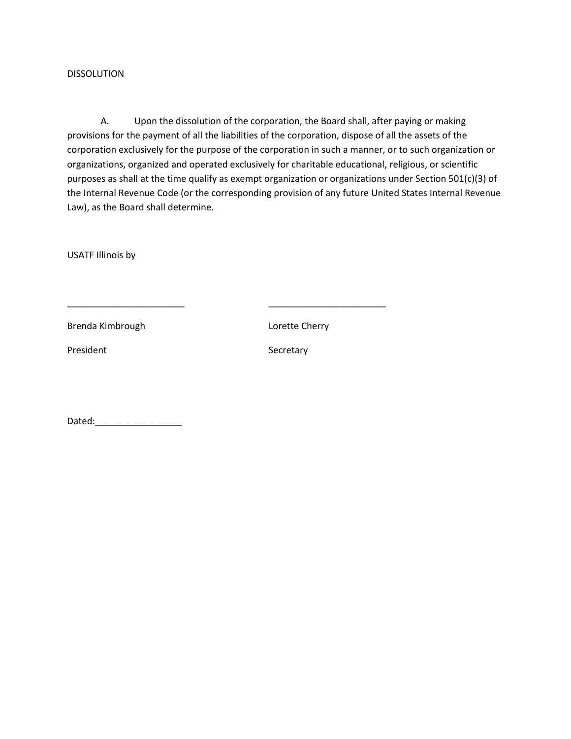## DISSOLUTION

A. Upon the dissolution of the corporation, the Board shall, after paying or making provisions for the payment of all the liabilities of the corporation, dispose of all the assets of the corporation exclusively for the purpose of the corporation in such a manner, or to such organization or organizations, organized and operated exclusively for charitable educational, religious, or scientific purposes as shall at the time qualify as exempt organization or organizations under Section 501(c)(3) of the Internal Revenue Code (or the corresponding provision of any future United States Internal Revenue Law), as the Board shall determine.

USATF Illinois by

| | |
|---|---|
| _______________________ | _______________________ |
| Brenda Kimbrough | Lorette Cherry |
| President | Secretary |

Dated:_________________